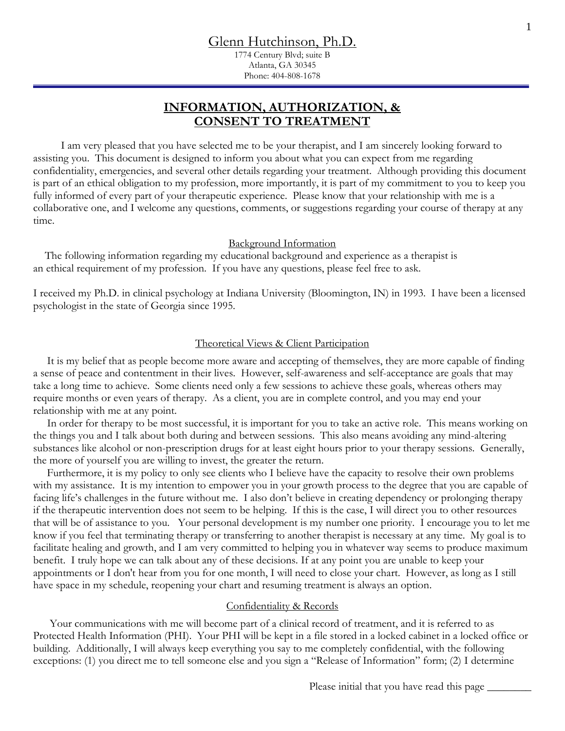# Glenn Hutchinson, Ph.D.

1774 Century Blvd; suite B
Atlanta, GA 30345
Phone: 404-808-1678

## INFORMATION, AUTHORIZATION, & CONSENT TO TREATMENT

I am very pleased that you have selected me to be your therapist, and I am sincerely looking forward to assisting you. This document is designed to inform you about what you can expect from me regarding confidentiality, emergencies, and several other details regarding your treatment. Although providing this document is part of an ethical obligation to my profession, more importantly, it is part of my commitment to you to keep you fully informed of every part of your therapeutic experience. Please know that your relationship with me is a collaborative one, and I welcome any questions, comments, or suggestions regarding your course of therapy at any time.

### Background Information

The following information regarding my educational background and experience as a therapist is an ethical requirement of my profession. If you have any questions, please feel free to ask.

I received my Ph.D. in clinical psychology at Indiana University (Bloomington, IN) in 1993. I have been a licensed psychologist in the state of Georgia since 1995.

### Theoretical Views & Client Participation

It is my belief that as people become more aware and accepting of themselves, they are more capable of finding a sense of peace and contentment in their lives. However, self-awareness and self-acceptance are goals that may take a long time to achieve. Some clients need only a few sessions to achieve these goals, whereas others may require months or even years of therapy. As a client, you are in complete control, and you may end your relationship with me at any point.

In order for therapy to be most successful, it is important for you to take an active role. This means working on the things you and I talk about both during and between sessions. This also means avoiding any mind-altering substances like alcohol or non-prescription drugs for at least eight hours prior to your therapy sessions. Generally, the more of yourself you are willing to invest, the greater the return.

Furthermore, it is my policy to only see clients who I believe have the capacity to resolve their own problems with my assistance. It is my intention to empower you in your growth process to the degree that you are capable of facing life's challenges in the future without me. I also don't believe in creating dependency or prolonging therapy if the therapeutic intervention does not seem to be helping. If this is the case, I will direct you to other resources that will be of assistance to you. Your personal development is my number one priority. I encourage you to let me know if you feel that terminating therapy or transferring to another therapist is necessary at any time. My goal is to facilitate healing and growth, and I am very committed to helping you in whatever way seems to produce maximum benefit. I truly hope we can talk about any of these decisions. If at any point you are unable to keep your appointments or I don't hear from you for one month, I will need to close your chart. However, as long as I still have space in my schedule, reopening your chart and resuming treatment is always an option.

### Confidentiality & Records

Your communications with me will become part of a clinical record of treatment, and it is referred to as Protected Health Information (PHI). Your PHI will be kept in a file stored in a locked cabinet in a locked office or building. Additionally, I will always keep everything you say to me completely confidential, with the following exceptions: (1) you direct me to tell someone else and you sign a "Release of Information" form; (2) I determine

Please initial that you have read this page ________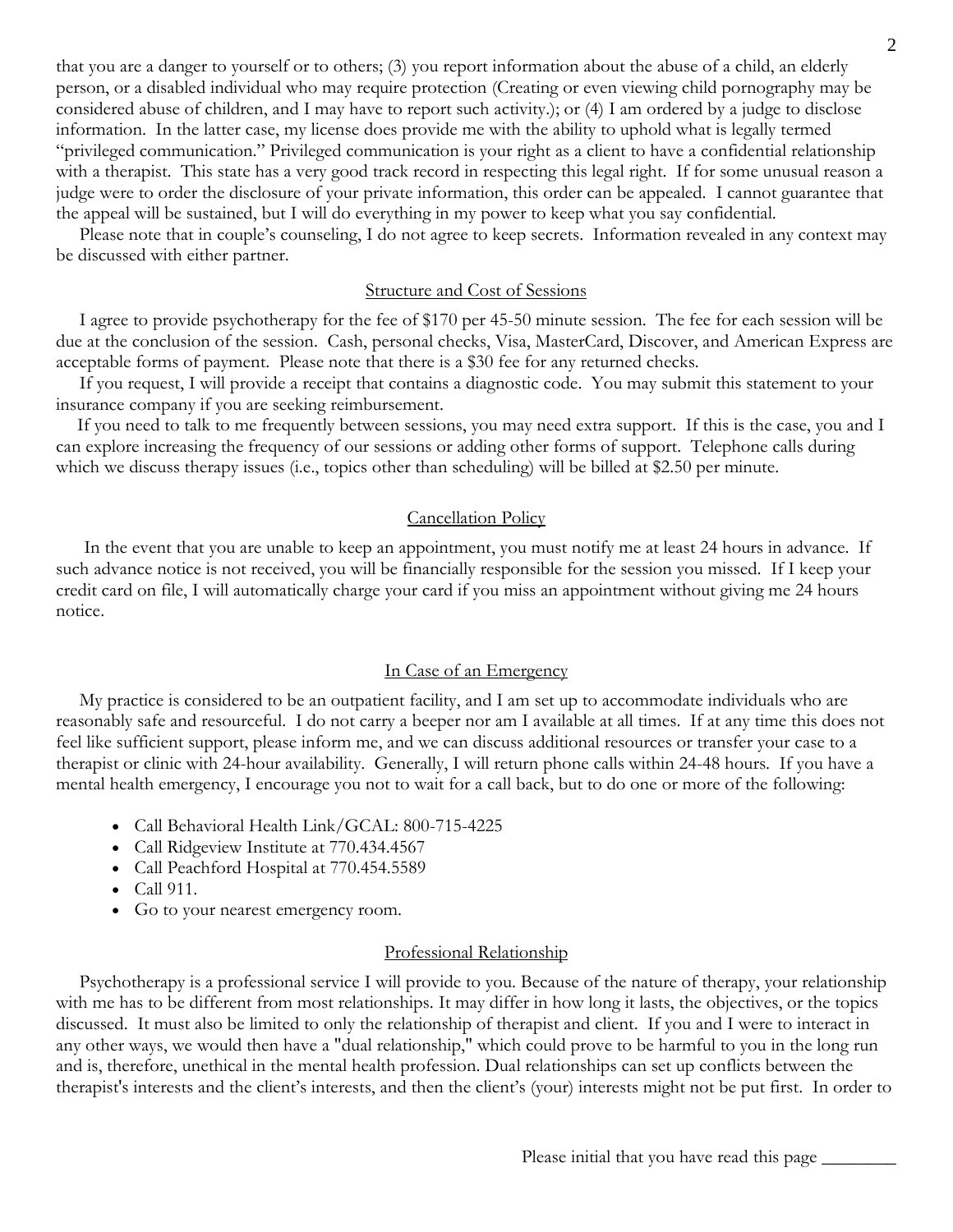that you are a danger to yourself or to others; (3) you report information about the abuse of a child, an elderly person, or a disabled individual who may require protection (Creating or even viewing child pornography may be considered abuse of children, and I may have to report such activity.); or (4) I am ordered by a judge to disclose information. In the latter case, my license does provide me with the ability to uphold what is legally termed "privileged communication." Privileged communication is your right as a client to have a confidential relationship with a therapist. This state has a very good track record in respecting this legal right. If for some unusual reason a judge were to order the disclosure of your private information, this order can be appealed. I cannot guarantee that the appeal will be sustained, but I will do everything in my power to keep what you say confidential.

Please note that in couple's counseling, I do not agree to keep secrets. Information revealed in any context may be discussed with either partner.

## Structure and Cost of Sessions

I agree to provide psychotherapy for the fee of $170 per 45-50 minute session. The fee for each session will be due at the conclusion of the session. Cash, personal checks, Visa, MasterCard, Discover, and American Express are acceptable forms of payment. Please note that there is a $30 fee for any returned checks.

If you request, I will provide a receipt that contains a diagnostic code. You may submit this statement to your insurance company if you are seeking reimbursement.

If you need to talk to me frequently between sessions, you may need extra support. If this is the case, you and I can explore increasing the frequency of our sessions or adding other forms of support. Telephone calls during which we discuss therapy issues (i.e., topics other than scheduling) will be billed at $2.50 per minute.

## Cancellation Policy

In the event that you are unable to keep an appointment, you must notify me at least 24 hours in advance. If such advance notice is not received, you will be financially responsible for the session you missed. If I keep your credit card on file, I will automatically charge your card if you miss an appointment without giving me 24 hours notice.

## In Case of an Emergency

My practice is considered to be an outpatient facility, and I am set up to accommodate individuals who are reasonably safe and resourceful. I do not carry a beeper nor am I available at all times. If at any time this does not feel like sufficient support, please inform me, and we can discuss additional resources or transfer your case to a therapist or clinic with 24-hour availability. Generally, I will return phone calls within 24-48 hours. If you have a mental health emergency, I encourage you not to wait for a call back, but to do one or more of the following:

- Call Behavioral Health Link/GCAL: 800-715-4225
- Call Ridgeview Institute at 770.434.4567
- Call Peachford Hospital at 770.454.5589
- Call 911.
- Go to your nearest emergency room.

## Professional Relationship

Psychotherapy is a professional service I will provide to you. Because of the nature of therapy, your relationship with me has to be different from most relationships. It may differ in how long it lasts, the objectives, or the topics discussed. It must also be limited to only the relationship of therapist and client. If you and I were to interact in any other ways, we would then have a "dual relationship," which could prove to be harmful to you in the long run and is, therefore, unethical in the mental health profession. Dual relationships can set up conflicts between the therapist's interests and the client's interests, and then the client's (your) interests might not be put first. In order to

Please initial that you have read this page ________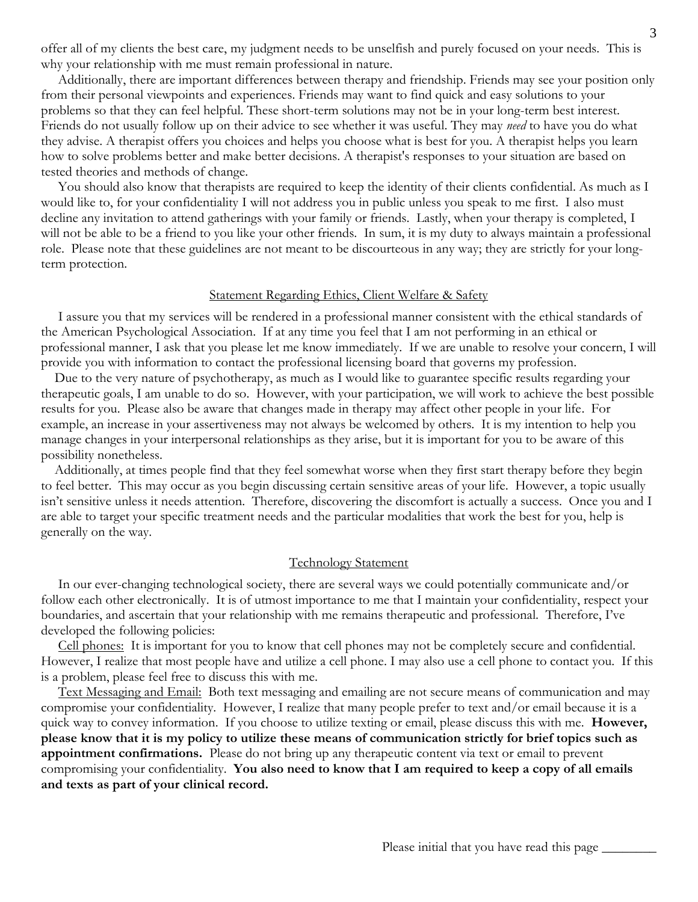offer all of my clients the best care, my judgment needs to be unselfish and purely focused on your needs. This is why your relationship with me must remain professional in nature.

Additionally, there are important differences between therapy and friendship. Friends may see your position only from their personal viewpoints and experiences. Friends may want to find quick and easy solutions to your problems so that they can feel helpful. These short-term solutions may not be in your long-term best interest. Friends do not usually follow up on their advice to see whether it was useful. They may *need* to have you do what they advise. A therapist offers you choices and helps you choose what is best for you. A therapist helps you learn how to solve problems better and make better decisions. A therapist's responses to your situation are based on tested theories and methods of change.

You should also know that therapists are required to keep the identity of their clients confidential. As much as I would like to, for your confidentiality I will not address you in public unless you speak to me first. I also must decline any invitation to attend gatherings with your family or friends. Lastly, when your therapy is completed, I will not be able to be a friend to you like your other friends. In sum, it is my duty to always maintain a professional role. Please note that these guidelines are not meant to be discourteous in any way; they are strictly for your long-term protection.

## Statement Regarding Ethics, Client Welfare & Safety

I assure you that my services will be rendered in a professional manner consistent with the ethical standards of the American Psychological Association. If at any time you feel that I am not performing in an ethical or professional manner, I ask that you please let me know immediately. If we are unable to resolve your concern, I will provide you with information to contact the professional licensing board that governs my profession.

Due to the very nature of psychotherapy, as much as I would like to guarantee specific results regarding your therapeutic goals, I am unable to do so. However, with your participation, we will work to achieve the best possible results for you. Please also be aware that changes made in therapy may affect other people in your life. For example, an increase in your assertiveness may not always be welcomed by others. It is my intention to help you manage changes in your interpersonal relationships as they arise, but it is important for you to be aware of this possibility nonetheless.

Additionally, at times people find that they feel somewhat worse when they first start therapy before they begin to feel better. This may occur as you begin discussing certain sensitive areas of your life. However, a topic usually isn't sensitive unless it needs attention. Therefore, discovering the discomfort is actually a success. Once you and I are able to target your specific treatment needs and the particular modalities that work the best for you, help is generally on the way.

## Technology Statement

In our ever-changing technological society, there are several ways we could potentially communicate and/or follow each other electronically. It is of utmost importance to me that I maintain your confidentiality, respect your boundaries, and ascertain that your relationship with me remains therapeutic and professional. Therefore, I've developed the following policies:

Cell phones: It is important for you to know that cell phones may not be completely secure and confidential. However, I realize that most people have and utilize a cell phone. I may also use a cell phone to contact you. If this is a problem, please feel free to discuss this with me.

Text Messaging and Email: Both text messaging and emailing are not secure means of communication and may compromise your confidentiality. However, I realize that many people prefer to text and/or email because it is a quick way to convey information. If you choose to utilize texting or email, please discuss this with me. **However, please know that it is my policy to utilize these means of communication strictly for brief topics such as appointment confirmations.** Please do not bring up any therapeutic content via text or email to prevent compromising your confidentiality. **You also need to know that I am required to keep a copy of all emails and texts as part of your clinical record.**

Please initial that you have read this page ________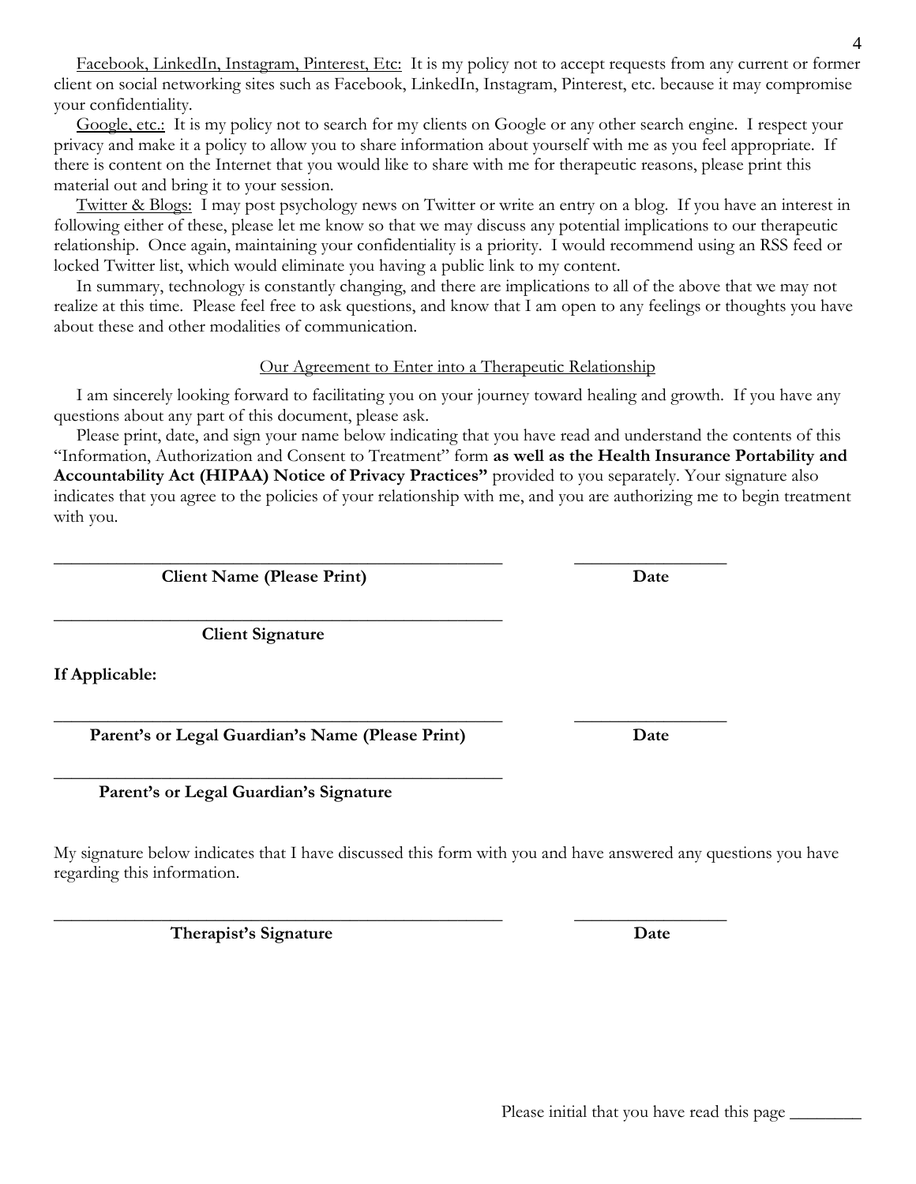<u>Facebook, LinkedIn, Instagram, Pinterest, Etc:</u> It is my policy not to accept requests from any current or former client on social networking sites such as Facebook, LinkedIn, Instagram, Pinterest, etc. because it may compromise your confidentiality.

<u>Google, etc.:</u> It is my policy not to search for my clients on Google or any other search engine. I respect your privacy and make it a policy to allow you to share information about yourself with me as you feel appropriate. If there is content on the Internet that you would like to share with me for therapeutic reasons, please print this material out and bring it to your session.

<u>Twitter & Blogs:</u> I may post psychology news on Twitter or write an entry on a blog. If you have an interest in following either of these, please let me know so that we may discuss any potential implications to our therapeutic relationship. Once again, maintaining your confidentiality is a priority. I would recommend using an RSS feed or locked Twitter list, which would eliminate you having a public link to my content.

In summary, technology is constantly changing, and there are implications to all of the above that we may not realize at this time. Please feel free to ask questions, and know that I am open to any feelings or thoughts you have about these and other modalities of communication.

## <u>Our Agreement to Enter into a Therapeutic Relationship</u>

I am sincerely looking forward to facilitating you on your journey toward healing and growth. If you have any questions about any part of this document, please ask.

Please print, date, and sign your name below indicating that you have read and understand the contents of this "Information, Authorization and Consent to Treatment" form **as well as the Health Insurance Portability and Accountability Act (HIPAA) Notice of Privacy Practices"** provided to you separately. Your signature also indicates that you agree to the policies of your relationship with me, and you are authorizing me to begin treatment with you.

\_\_\_\_\_\_\_\_\_\_\_\_\_\_\_\_\_\_\_\_\_\_\_\_\_\_\_\_\_\_\_\_\_\_\_\_\_\_\_\_\_\_\_\_ \_\_\_\_\_\_\_\_\_\_\_\_\_\_\_\_

**Client Name (Please Print)** **Date**

\_\_\_\_\_\_\_\_\_\_\_\_\_\_\_\_\_\_\_\_\_\_\_\_\_\_\_\_\_\_\_\_\_\_\_\_\_\_\_\_\_\_\_\_

**Client Signature**

**If Applicable:**

\_\_\_\_\_\_\_\_\_\_\_\_\_\_\_\_\_\_\_\_\_\_\_\_\_\_\_\_\_\_\_\_\_\_\_\_\_\_\_\_\_\_\_\_ \_\_\_\_\_\_\_\_\_\_\_\_\_\_\_\_

**Parent's or Legal Guardian's Name (Please Print)** **Date**

\_\_\_\_\_\_\_\_\_\_\_\_\_\_\_\_\_\_\_\_\_\_\_\_\_\_\_\_\_\_\_\_\_\_\_\_\_\_\_\_\_\_\_\_

**Parent's or Legal Guardian's Signature**

My signature below indicates that I have discussed this form with you and have answered any questions you have regarding this information.

\_\_\_\_\_\_\_\_\_\_\_\_\_\_\_\_\_\_\_\_\_\_\_\_\_\_\_\_\_\_\_\_\_\_\_\_\_\_\_\_\_\_\_\_ \_\_\_\_\_\_\_\_\_\_\_\_\_\_\_\_

**Therapist's Signature** **Date**

Please initial that you have read this page \_\_\_\_\_\_\_\_